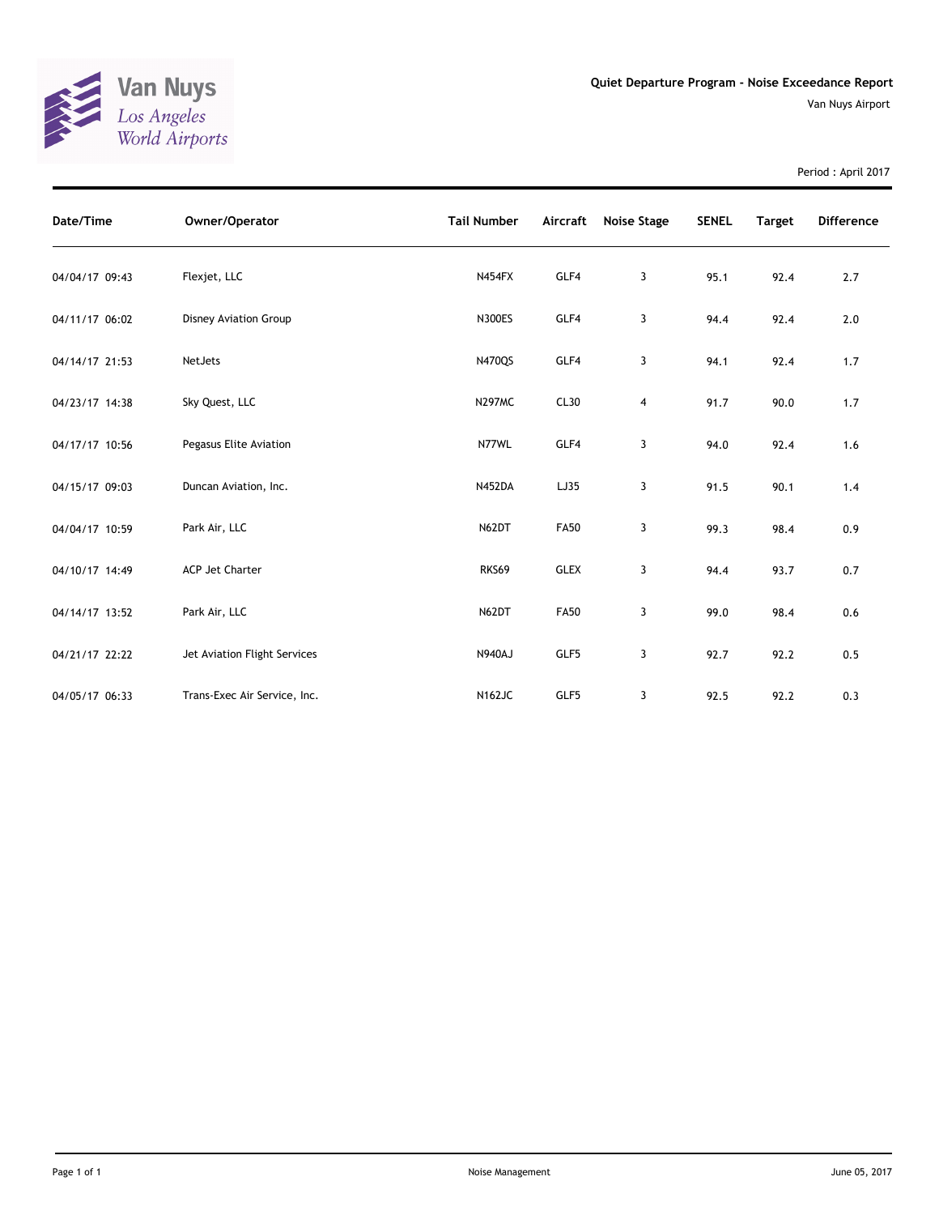Van Nuys
Los Angeles
World Airports

**Quiet Departure Program - Noise Exceedance Report**

Van Nuys Airport

Period : April 2017

| Date/Time | Owner/Operator | Tail Number | Aircraft | Noise Stage | SENEL | Target | Difference |
|---|---|---|---|---|---|---|---|
| 04/04/17 09:43 | Flexjet, LLC | N454FX | GLF4 | 3 | 95.1 | 92.4 | 2.7 |
| 04/11/17 06:02 | Disney Aviation Group | N300ES | GLF4 | 3 | 94.4 | 92.4 | 2.0 |
| 04/14/17 21:53 | NetJets | N470QS | GLF4 | 3 | 94.1 | 92.4 | 1.7 |
| 04/23/17 14:38 | Sky Quest, LLC | N297MC | CL30 | 4 | 91.7 | 90.0 | 1.7 |
| 04/17/17 10:56 | Pegasus Elite Aviation | N77WL | GLF4 | 3 | 94.0 | 92.4 | 1.6 |
| 04/15/17 09:03 | Duncan Aviation, Inc. | N452DA | LJ35 | 3 | 91.5 | 90.1 | 1.4 |
| 04/04/17 10:59 | Park Air, LLC | N62DT | FA50 | 3 | 99.3 | 98.4 | 0.9 |
| 04/10/17 14:49 | ACP Jet Charter | RKS69 | GLEX | 3 | 94.4 | 93.7 | 0.7 |
| 04/14/17 13:52 | Park Air, LLC | N62DT | FA50 | 3 | 99.0 | 98.4 | 0.6 |
| 04/21/17 22:22 | Jet Aviation Flight Services | N940AJ | GLF5 | 3 | 92.7 | 92.2 | 0.5 |
| 04/05/17 06:33 | Trans-Exec Air Service, Inc. | N162JC | GLF5 | 3 | 92.5 | 92.2 | 0.3 |

Noise Management

June 05, 2017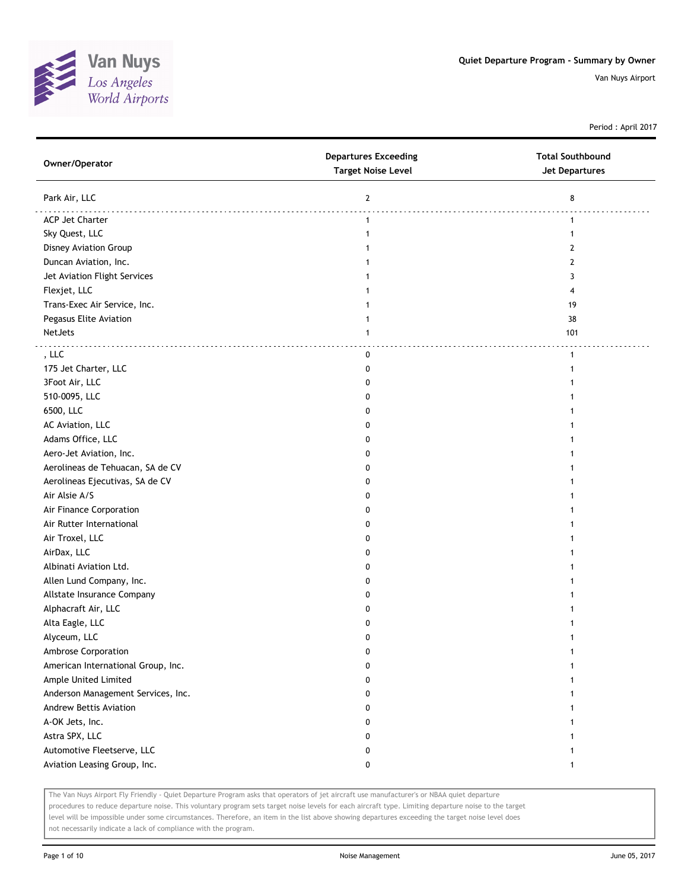Van Nuys
Los Angeles
World Airports

## Quiet Departure Program - Summary by Owner

Van Nuys Airport

Period : April 2017

| Owner/Operator | Departures Exceeding Target Noise Level | Total Southbound Jet Departures |
|---|---|---|
| Park Air, LLC | 2 | 8 |
| ACP Jet Charter | 1 | 1 |
| Sky Quest, LLC | 1 | 1 |
| Disney Aviation Group | 1 | 2 |
| Duncan Aviation, Inc. | 1 | 2 |
| Jet Aviation Flight Services | 1 | 3 |
| Flexjet, LLC | 1 | 4 |
| Trans-Exec Air Service, Inc. | 1 | 19 |
| Pegasus Elite Aviation | 1 | 38 |
| NetJets | 1 | 101 |
| , LLC | 0 | 1 |
| 175 Jet Charter, LLC | 0 | 1 |
| 3Foot Air, LLC | 0 | 1 |
| 510-0095, LLC | 0 | 1 |
| 6500, LLC | 0 | 1 |
| AC Aviation, LLC | 0 | 1 |
| Adams Office, LLC | 0 | 1 |
| Aero-Jet Aviation, Inc. | 0 | 1 |
| Aerolineas de Tehuacan, SA de CV | 0 | 1 |
| Aerolineas Ejecutivas, SA de CV | 0 | 1 |
| Air Alsie A/S | 0 | 1 |
| Air Finance Corporation | 0 | 1 |
| Air Rutter International | 0 | 1 |
| Air Troxel, LLC | 0 | 1 |
| AirDax, LLC | 0 | 1 |
| Albinati Aviation Ltd. | 0 | 1 |
| Allen Lund Company, Inc. | 0 | 1 |
| Allstate Insurance Company | 0 | 1 |
| Alphacraft Air, LLC | 0 | 1 |
| Alta Eagle, LLC | 0 | 1 |
| Alyceum, LLC | 0 | 1 |
| Ambrose Corporation | 0 | 1 |
| American International Group, Inc. | 0 | 1 |
| Ample United Limited | 0 | 1 |
| Anderson Management Services, Inc. | 0 | 1 |
| Andrew Bettis Aviation | 0 | 1 |
| A-OK Jets, Inc. | 0 | 1 |
| Astra SPX, LLC | 0 | 1 |
| Automotive Fleetserve, LLC | 0 | 1 |
| Aviation Leasing Group, Inc. | 0 | 1 |

The Van Nuys Airport Fly Friendly - Quiet Departure Program asks that operators of jet aircraft use manufacturer's or NBAA quiet departure procedures to reduce departure noise. This voluntary program sets target noise levels for each aircraft type. Limiting departure noise to the target level will be impossible under some circumstances. Therefore, an item in the list above showing departures exceeding the target noise level does not necessarily indicate a lack of compliance with the program.

Noise Management

June 05, 2017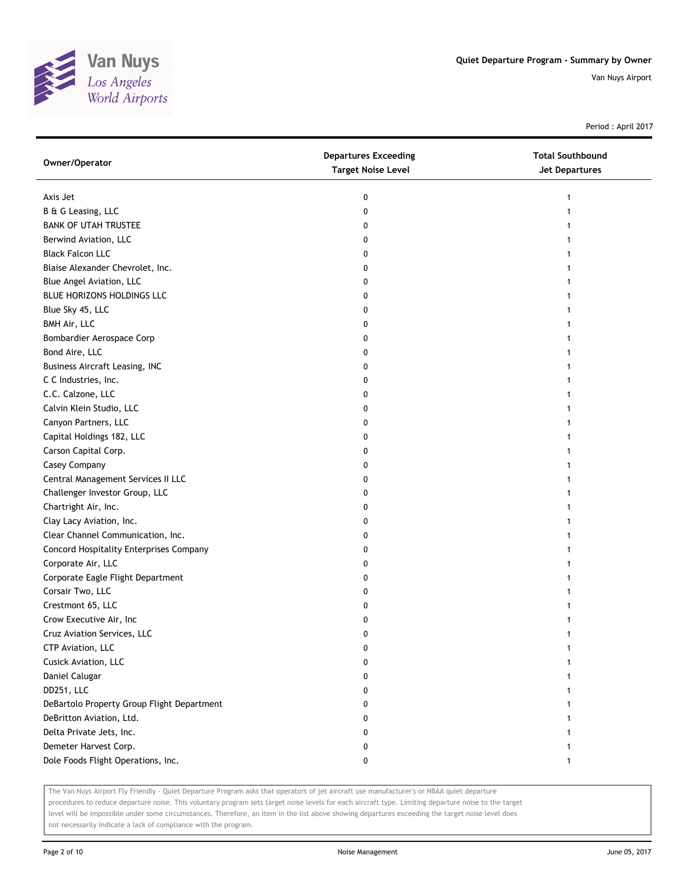Quiet Departure Program - Summary by Owner

Van Nuys Airport

Period : April 2017

| Owner/Operator | Departures Exceeding Target Noise Level | Total Southbound Jet Departures |
|---|---|---|
| Axis Jet | 0 | 1 |
| B & G Leasing, LLC | 0 | 1 |
| BANK OF UTAH TRUSTEE | 0 | 1 |
| Berwind Aviation, LLC | 0 | 1 |
| Black Falcon LLC | 0 | 1 |
| Blaise Alexander Chevrolet, Inc. | 0 | 1 |
| Blue Angel Aviation, LLC | 0 | 1 |
| BLUE HORIZONS HOLDINGS LLC | 0 | 1 |
| Blue Sky 45, LLC | 0 | 1 |
| BMH Air, LLC | 0 | 1 |
| Bombardier Aerospace Corp | 0 | 1 |
| Bond Aire, LLC | 0 | 1 |
| Business Aircraft Leasing, INC | 0 | 1 |
| C C Industries, Inc. | 0 | 1 |
| C.C. Calzone, LLC | 0 | 1 |
| Calvin Klein Studio, LLC | 0 | 1 |
| Canyon Partners, LLC | 0 | 1 |
| Capital Holdings 182, LLC | 0 | 1 |
| Carson Capital Corp. | 0 | 1 |
| Casey Company | 0 | 1 |
| Central Management Services II LLC | 0 | 1 |
| Challenger Investor Group, LLC | 0 | 1 |
| Chartright Air, Inc. | 0 | 1 |
| Clay Lacy Aviation, Inc. | 0 | 1 |
| Clear Channel Communication, Inc. | 0 | 1 |
| Concord Hospitality Enterprises Company | 0 | 1 |
| Corporate Air, LLC | 0 | 1 |
| Corporate Eagle Flight Department | 0 | 1 |
| Corsair Two, LLC | 0 | 1 |
| Crestmont 65, LLC | 0 | 1 |
| Crow Executive Air, Inc | 0 | 1 |
| Cruz Aviation Services, LLC | 0 | 1 |
| CTP Aviation, LLC | 0 | 1 |
| Cusick Aviation, LLC | 0 | 1 |
| Daniel Calugar | 0 | 1 |
| DD251, LLC | 0 | 1 |
| DeBartolo Property Group Flight Department | 0 | 1 |
| DeBritton Aviation, Ltd. | 0 | 1 |
| Delta Private Jets, Inc. | 0 | 1 |
| Demeter Harvest Corp. | 0 | 1 |
| Dole Foods Flight Operations, Inc. | 0 | 1 |

The Van Nuys Airport Fly Friendly - Quiet Departure Program asks that operators of jet aircraft use manufacturer's or NBAA quiet departure procedures to reduce departure noise. This voluntary program sets target noise levels for each aircraft type. Limiting departure noise to the target level will be impossible under some circumstances. Therefore, an item in the list above showing departures exceeding the target noise level does not necessarily indicate a lack of compliance with the program.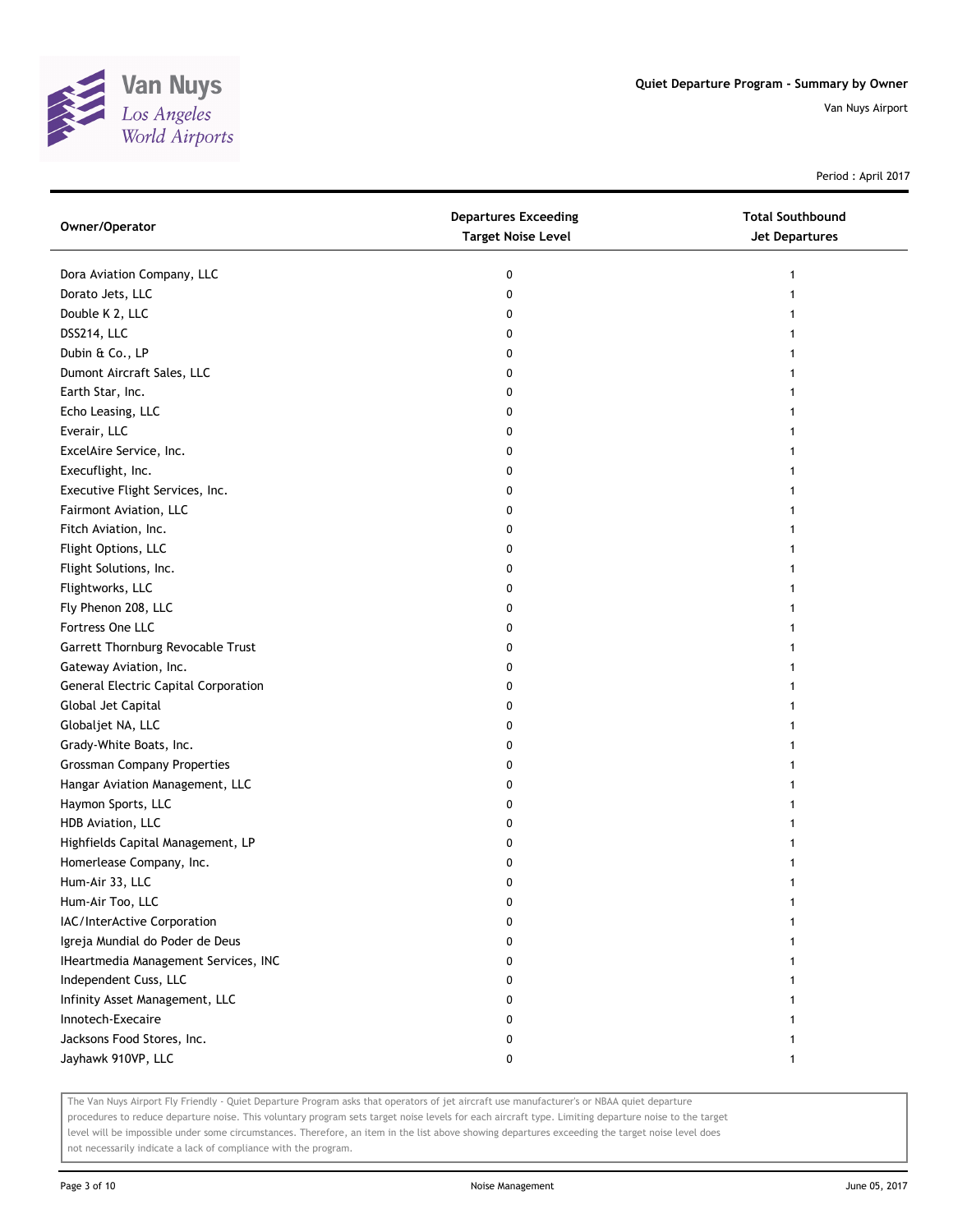| Owner/Operator | Departures Exceeding Target Noise Level | Total Southbound Jet Departures |
|---|---|---|
| Dora Aviation Company, LLC | 0 | 1 |
| Dorato Jets, LLC | 0 | 1 |
| Double K 2, LLC | 0 | 1 |
| DSS214, LLC | 0 | 1 |
| Dubin & Co., LP | 0 | 1 |
| Dumont Aircraft Sales, LLC | 0 | 1 |
| Earth Star, Inc. | 0 | 1 |
| Echo Leasing, LLC | 0 | 1 |
| Everair, LLC | 0 | 1 |
| ExcelAire Service, Inc. | 0 | 1 |
| Execuflight, Inc. | 0 | 1 |
| Executive Flight Services, Inc. | 0 | 1 |
| Fairmont Aviation, LLC | 0 | 1 |
| Fitch Aviation, Inc. | 0 | 1 |
| Flight Options, LLC | 0 | 1 |
| Flight Solutions, Inc. | 0 | 1 |
| Flightworks, LLC | 0 | 1 |
| Fly Phenon 208, LLC | 0 | 1 |
| Fortress One LLC | 0 | 1 |
| Garrett Thornburg Revocable Trust | 0 | 1 |
| Gateway Aviation, Inc. | 0 | 1 |
| General Electric Capital Corporation | 0 | 1 |
| Global Jet Capital | 0 | 1 |
| Globaljet NA, LLC | 0 | 1 |
| Grady-White Boats, Inc. | 0 | 1 |
| Grossman Company Properties | 0 | 1 |
| Hangar Aviation Management, LLC | 0 | 1 |
| Haymon Sports, LLC | 0 | 1 |
| HDB Aviation, LLC | 0 | 1 |
| Highfields Capital Management, LP | 0 | 1 |
| Homerlease Company, Inc. | 0 | 1 |
| Hum-Air 33, LLC | 0 | 1 |
| Hum-Air Too, LLC | 0 | 1 |
| IAC/InterActive Corporation | 0 | 1 |
| Igreja Mundial do Poder de Deus | 0 | 1 |
| IHeartmedia Management Services, INC | 0 | 1 |
| Independent Cuss, LLC | 0 | 1 |
| Infinity Asset Management, LLC | 0 | 1 |
| Innotech-Execaire | 0 | 1 |
| Jacksons Food Stores, Inc. | 0 | 1 |
| Jayhawk 910VP, LLC | 0 | 1 |

The Van Nuys Airport Fly Friendly - Quiet Departure Program asks that operators of jet aircraft use manufacturer's or NBAA quiet departure procedures to reduce departure noise. This voluntary program sets target noise levels for each aircraft type. Limiting departure noise to the target level will be impossible under some circumstances. Therefore, an item in the list above showing departures exceeding the target noise level does not necessarily indicate a lack of compliance with the program.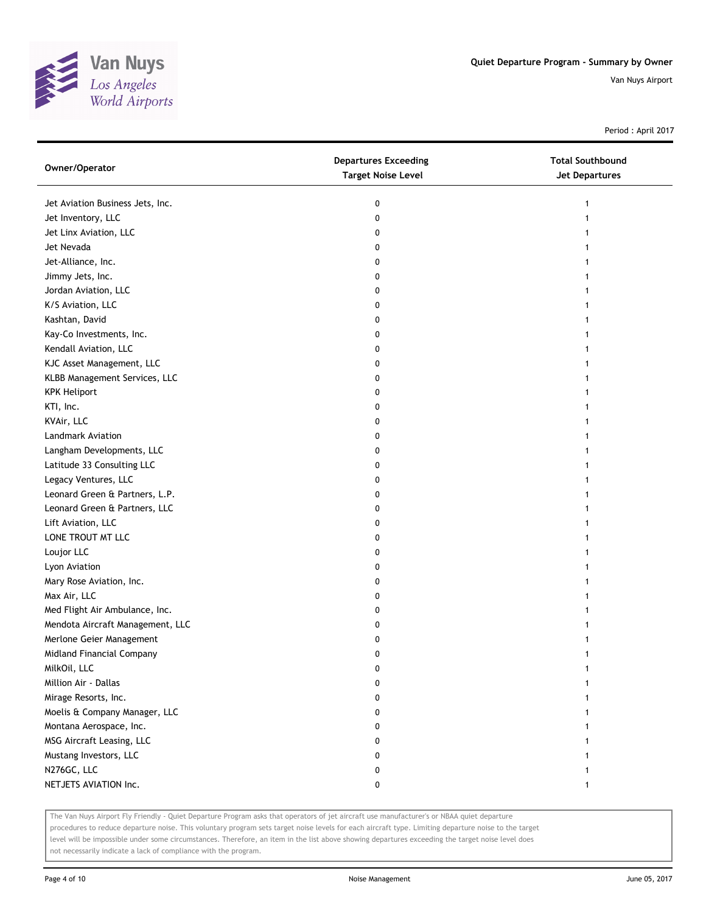# Quiet Departure Program - Summary by Owner

Van Nuys Airport

Period : April 2017

| Owner/Operator | Departures Exceeding Target Noise Level | Total Southbound Jet Departures |
|---|---|---|
| Jet Aviation Business Jets, Inc. | 0 | 1 |
| Jet Inventory, LLC | 0 | 1 |
| Jet Linx Aviation, LLC | 0 | 1 |
| Jet Nevada | 0 | 1 |
| Jet-Alliance, Inc. | 0 | 1 |
| Jimmy Jets, Inc. | 0 | 1 |
| Jordan Aviation, LLC | 0 | 1 |
| K/S Aviation, LLC | 0 | 1 |
| Kashtan, David | 0 | 1 |
| Kay-Co Investments, Inc. | 0 | 1 |
| Kendall Aviation, LLC | 0 | 1 |
| KJC Asset Management, LLC | 0 | 1 |
| KLBB Management Services, LLC | 0 | 1 |
| KPK Heliport | 0 | 1 |
| KTI, Inc. | 0 | 1 |
| KVAir, LLC | 0 | 1 |
| Landmark Aviation | 0 | 1 |
| Langham Developments, LLC | 0 | 1 |
| Latitude 33 Consulting LLC | 0 | 1 |
| Legacy Ventures, LLC | 0 | 1 |
| Leonard Green & Partners, L.P. | 0 | 1 |
| Leonard Green & Partners, LLC | 0 | 1 |
| Lift Aviation, LLC | 0 | 1 |
| LONE TROUT MT LLC | 0 | 1 |
| Loujor LLC | 0 | 1 |
| Lyon Aviation | 0 | 1 |
| Mary Rose Aviation, Inc. | 0 | 1 |
| Max Air, LLC | 0 | 1 |
| Med Flight Air Ambulance, Inc. | 0 | 1 |
| Mendota Aircraft Management, LLC | 0 | 1 |
| Merlone Geier Management | 0 | 1 |
| Midland Financial Company | 0 | 1 |
| MilkOil, LLC | 0 | 1 |
| Million Air - Dallas | 0 | 1 |
| Mirage Resorts, Inc. | 0 | 1 |
| Moelis & Company Manager, LLC | 0 | 1 |
| Montana Aerospace, Inc. | 0 | 1 |
| MSG Aircraft Leasing, LLC | 0 | 1 |
| Mustang Investors, LLC | 0 | 1 |
| N276GC, LLC | 0 | 1 |
| NETJETS AVIATION Inc. | 0 | 1 |

The Van Nuys Airport Fly Friendly - Quiet Departure Program asks that operators of jet aircraft use manufacturer's or NBAA quiet departure procedures to reduce departure noise. This voluntary program sets target noise levels for each aircraft type. Limiting departure noise to the target level will be impossible under some circumstances. Therefore, an item in the list above showing departures exceeding the target noise level does not necessarily indicate a lack of compliance with the program.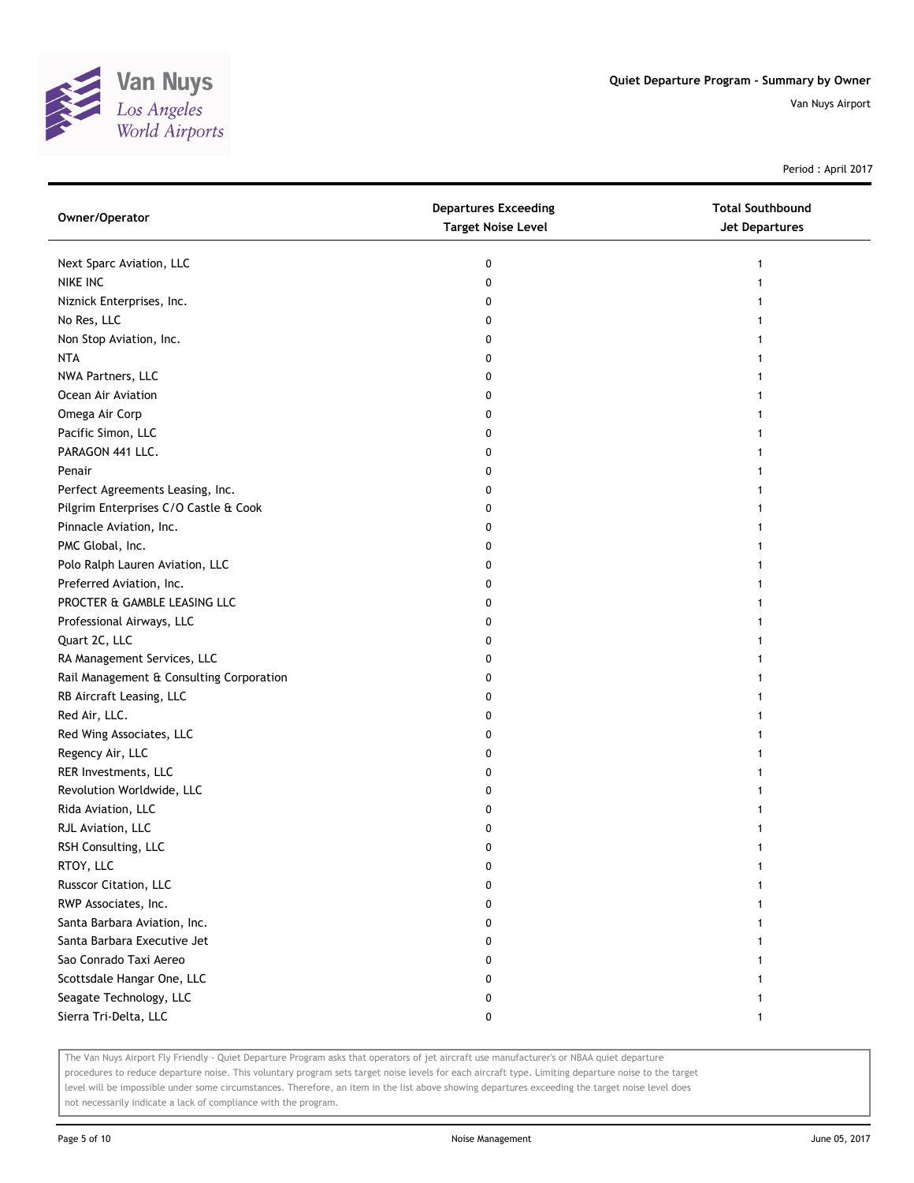Quiet Departure Program - Summary by Owner

Van Nuys Airport

Period : April 2017

| Owner/Operator | Departures Exceeding Target Noise Level | Total Southbound Jet Departures |
|---|---|---|
| Next Sparc Aviation, LLC | 0 | 1 |
| NIKE INC | 0 | 1 |
| Niznick Enterprises, Inc. | 0 | 1 |
| No Res, LLC | 0 | 1 |
| Non Stop Aviation, Inc. | 0 | 1 |
| NTA | 0 | 1 |
| NWA Partners, LLC | 0 | 1 |
| Ocean Air Aviation | 0 | 1 |
| Omega Air Corp | 0 | 1 |
| Pacific Simon, LLC | 0 | 1 |
| PARAGON 441 LLC. | 0 | 1 |
| Penair | 0 | 1 |
| Perfect Agreements Leasing, Inc. | 0 | 1 |
| Pilgrim Enterprises C/O Castle & Cook | 0 | 1 |
| Pinnacle Aviation, Inc. | 0 | 1 |
| PMC Global, Inc. | 0 | 1 |
| Polo Ralph Lauren Aviation, LLC | 0 | 1 |
| Preferred Aviation, Inc. | 0 | 1 |
| PROCTER & GAMBLE LEASING LLC | 0 | 1 |
| Professional Airways, LLC | 0 | 1 |
| Quart 2C, LLC | 0 | 1 |
| RA Management Services, LLC | 0 | 1 |
| Rail Management & Consulting Corporation | 0 | 1 |
| RB Aircraft Leasing, LLC | 0 | 1 |
| Red Air, LLC. | 0 | 1 |
| Red Wing Associates, LLC | 0 | 1 |
| Regency Air, LLC | 0 | 1 |
| RER Investments, LLC | 0 | 1 |
| Revolution Worldwide, LLC | 0 | 1 |
| Rida Aviation, LLC | 0 | 1 |
| RJL Aviation, LLC | 0 | 1 |
| RSH Consulting, LLC | 0 | 1 |
| RTOY, LLC | 0 | 1 |
| Russcor Citation, LLC | 0 | 1 |
| RWP Associates, Inc. | 0 | 1 |
| Santa Barbara Aviation, Inc. | 0 | 1 |
| Santa Barbara Executive Jet | 0 | 1 |
| Sao Conrado Taxi Aereo | 0 | 1 |
| Scottsdale Hangar One, LLC | 0 | 1 |
| Seagate Technology, LLC | 0 | 1 |
| Sierra Tri-Delta, LLC | 0 | 1 |

The Van Nuys Airport Fly Friendly - Quiet Departure Program asks that operators of jet aircraft use manufacturer's or NBAA quiet departure procedures to reduce departure noise. This voluntary program sets target noise levels for each aircraft type. Limiting departure noise to the target level will be impossible under some circumstances. Therefore, an item in the list above showing departures exceeding the target noise level does not necessarily indicate a lack of compliance with the program.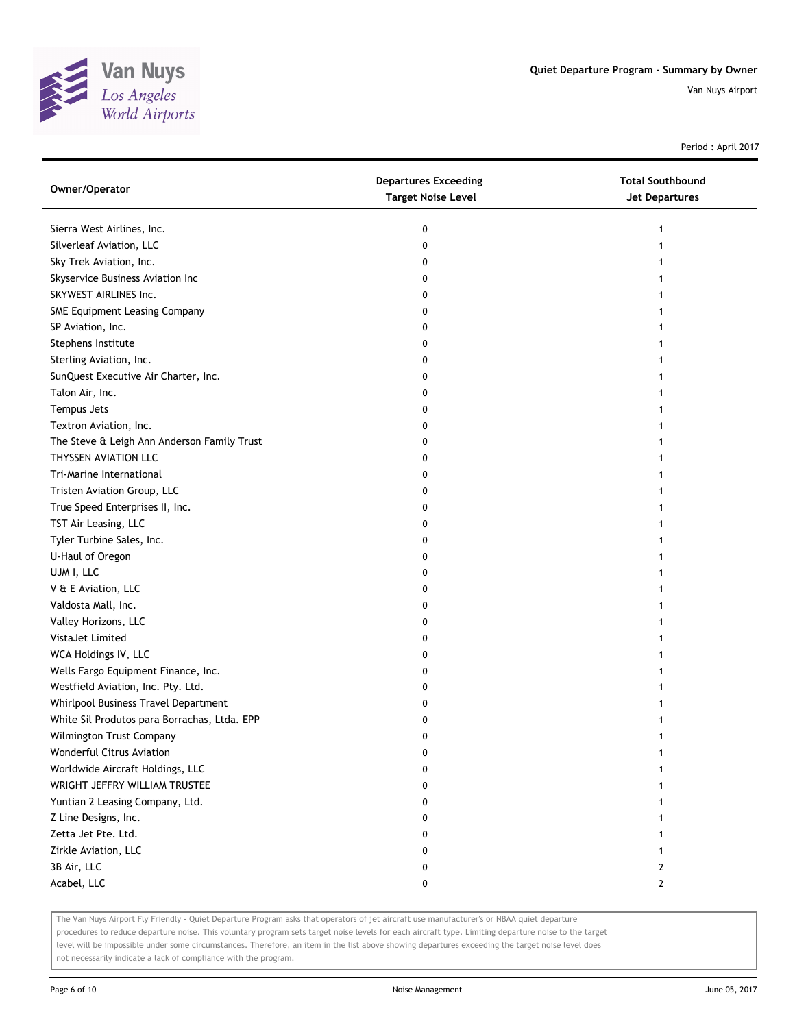Van Nuys
Los Angeles
World Airports

**Quiet Departure Program - Summary by Owner**

Van Nuys Airport

Period : April 2017

| Owner/Operator | Departures Exceeding Target Noise Level | Total Southbound Jet Departures |
|---|---|---|
| Sierra West Airlines, Inc. | 0 | 1 |
| Silverleaf Aviation, LLC | 0 | 1 |
| Sky Trek Aviation, Inc. | 0 | 1 |
| Skyservice Business Aviation Inc | 0 | 1 |
| SKYWEST AIRLINES Inc. | 0 | 1 |
| SME Equipment Leasing Company | 0 | 1 |
| SP Aviation, Inc. | 0 | 1 |
| Stephens Institute | 0 | 1 |
| Sterling Aviation, Inc. | 0 | 1 |
| SunQuest Executive Air Charter, Inc. | 0 | 1 |
| Talon Air, Inc. | 0 | 1 |
| Tempus Jets | 0 | 1 |
| Textron Aviation, Inc. | 0 | 1 |
| The Steve & Leigh Ann Anderson Family Trust | 0 | 1 |
| THYSSEN AVIATION LLC | 0 | 1 |
| Tri-Marine International | 0 | 1 |
| Tristen Aviation Group, LLC | 0 | 1 |
| True Speed Enterprises II, Inc. | 0 | 1 |
| TST Air Leasing, LLC | 0 | 1 |
| Tyler Turbine Sales, Inc. | 0 | 1 |
| U-Haul of Oregon | 0 | 1 |
| UJM I, LLC | 0 | 1 |
| V & E Aviation, LLC | 0 | 1 |
| Valdosta Mall, Inc. | 0 | 1 |
| Valley Horizons, LLC | 0 | 1 |
| VistaJet Limited | 0 | 1 |
| WCA Holdings IV, LLC | 0 | 1 |
| Wells Fargo Equipment Finance, Inc. | 0 | 1 |
| Westfield Aviation, Inc. Pty. Ltd. | 0 | 1 |
| Whirlpool Business Travel Department | 0 | 1 |
| White Sil Produtos para Borrachas, Ltda. EPP | 0 | 1 |
| Wilmington Trust Company | 0 | 1 |
| Wonderful Citrus Aviation | 0 | 1 |
| Worldwide Aircraft Holdings, LLC | 0 | 1 |
| WRIGHT JEFFRY WILLIAM TRUSTEE | 0 | 1 |
| Yuntian 2 Leasing Company, Ltd. | 0 | 1 |
| Z Line Designs, Inc. | 0 | 1 |
| Zetta Jet Pte. Ltd. | 0 | 1 |
| Zirkle Aviation, LLC | 0 | 1 |
| 3B Air, LLC | 0 | 2 |
| Acabel, LLC | 0 | 2 |

The Van Nuys Airport Fly Friendly - Quiet Departure Program asks that operators of jet aircraft use manufacturer's or NBAA quiet departure procedures to reduce departure noise. This voluntary program sets target noise levels for each aircraft type. Limiting departure noise to the target level will be impossible under some circumstances. Therefore, an item in the list above showing departures exceeding the target noise level does not necessarily indicate a lack of compliance with the program.

Noise Management

June 05, 2017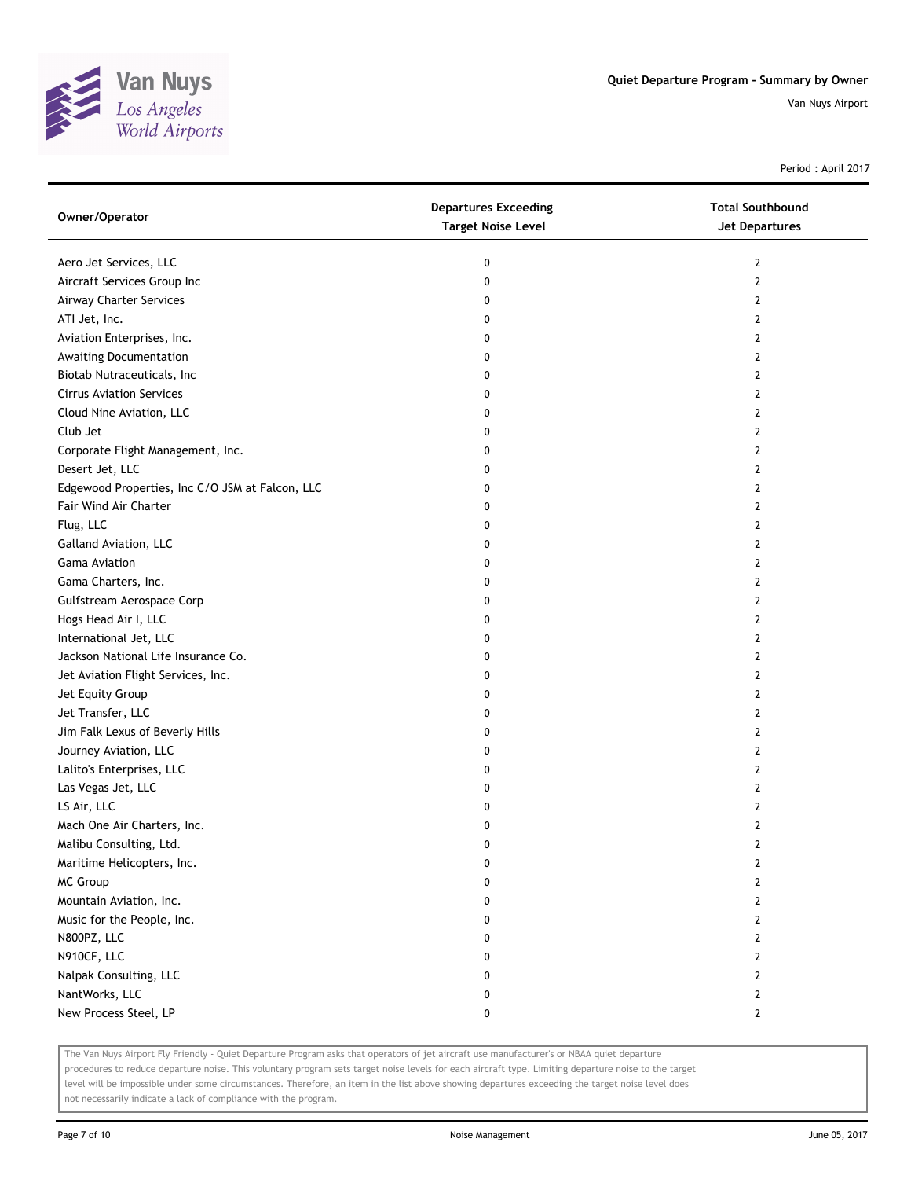# Quiet Departure Program - Summary by Owner

Van Nuys Airport

Period : April 2017

| Owner/Operator | Departures Exceeding Target Noise Level | Total Southbound Jet Departures |
|---|---|---|
| Aero Jet Services, LLC | 0 | 2 |
| Aircraft Services Group Inc | 0 | 2 |
| Airway Charter Services | 0 | 2 |
| ATI Jet, Inc. | 0 | 2 |
| Aviation Enterprises, Inc. | 0 | 2 |
| Awaiting Documentation | 0 | 2 |
| Biotab Nutraceuticals, Inc | 0 | 2 |
| Cirrus Aviation Services | 0 | 2 |
| Cloud Nine Aviation, LLC | 0 | 2 |
| Club Jet | 0 | 2 |
| Corporate Flight Management, Inc. | 0 | 2 |
| Desert Jet, LLC | 0 | 2 |
| Edgewood Properties, Inc C/O JSM at Falcon, LLC | 0 | 2 |
| Fair Wind Air Charter | 0 | 2 |
| Flug, LLC | 0 | 2 |
| Galland Aviation, LLC | 0 | 2 |
| Gama Aviation | 0 | 2 |
| Gama Charters, Inc. | 0 | 2 |
| Gulfstream Aerospace Corp | 0 | 2 |
| Hogs Head Air I, LLC | 0 | 2 |
| International Jet, LLC | 0 | 2 |
| Jackson National Life Insurance Co. | 0 | 2 |
| Jet Aviation Flight Services, Inc. | 0 | 2 |
| Jet Equity Group | 0 | 2 |
| Jet Transfer, LLC | 0 | 2 |
| Jim Falk Lexus of Beverly Hills | 0 | 2 |
| Journey Aviation, LLC | 0 | 2 |
| Lalito's Enterprises, LLC | 0 | 2 |
| Las Vegas Jet, LLC | 0 | 2 |
| LS Air, LLC | 0 | 2 |
| Mach One Air Charters, Inc. | 0 | 2 |
| Malibu Consulting, Ltd. | 0 | 2 |
| Maritime Helicopters, Inc. | 0 | 2 |
| MC Group | 0 | 2 |
| Mountain Aviation, Inc. | 0 | 2 |
| Music for the People, Inc. | 0 | 2 |
| N800PZ, LLC | 0 | 2 |
| N910CF, LLC | 0 | 2 |
| Nalpak Consulting, LLC | 0 | 2 |
| NantWorks, LLC | 0 | 2 |
| New Process Steel, LP | 0 | 2 |

The Van Nuys Airport Fly Friendly - Quiet Departure Program asks that operators of jet aircraft use manufacturer's or NBAA quiet departure procedures to reduce departure noise. This voluntary program sets target noise levels for each aircraft type. Limiting departure noise to the target level will be impossible under some circumstances. Therefore, an item in the list above showing departures exceeding the target noise level does not necessarily indicate a lack of compliance with the program.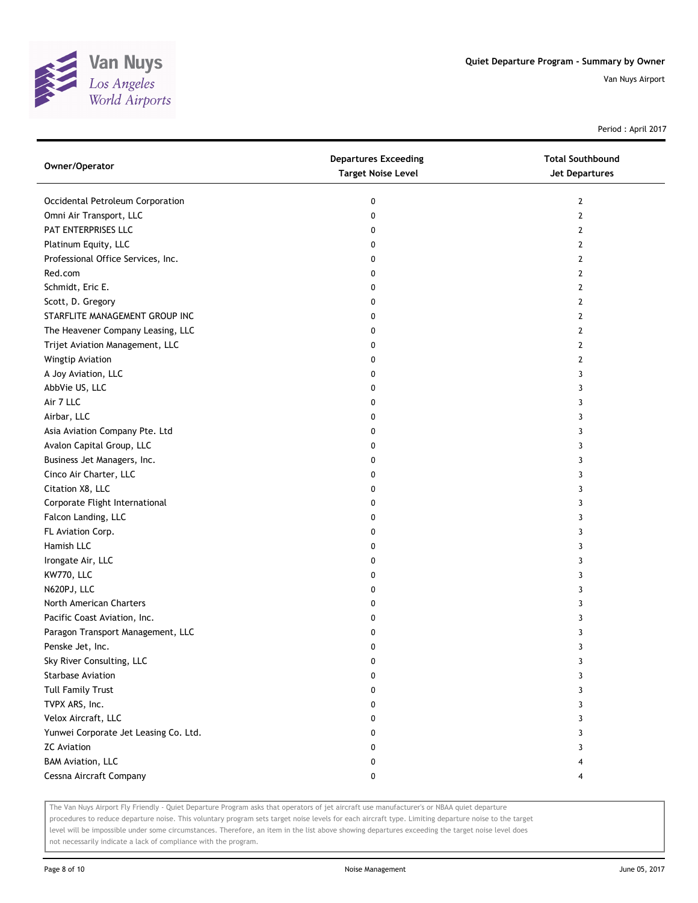Quiet Departure Program - Summary by Owner

Van Nuys Airport

Period : April 2017

| Owner/Operator | Departures Exceeding Target Noise Level | Total Southbound Jet Departures |
|---|---|---|
| Occidental Petroleum Corporation | 0 | 2 |
| Omni Air Transport, LLC | 0 | 2 |
| PAT ENTERPRISES LLC | 0 | 2 |
| Platinum Equity, LLC | 0 | 2 |
| Professional Office Services, Inc. | 0 | 2 |
| Red.com | 0 | 2 |
| Schmidt, Eric E. | 0 | 2 |
| Scott, D. Gregory | 0 | 2 |
| STARFLITE MANAGEMENT GROUP INC | 0 | 2 |
| The Heavener Company Leasing, LLC | 0 | 2 |
| Trijet Aviation Management, LLC | 0 | 2 |
| Wingtip Aviation | 0 | 2 |
| A Joy Aviation, LLC | 0 | 3 |
| AbbVie US, LLC | 0 | 3 |
| Air 7 LLC | 0 | 3 |
| Airbar, LLC | 0 | 3 |
| Asia Aviation Company Pte. Ltd | 0 | 3 |
| Avalon Capital Group, LLC | 0 | 3 |
| Business Jet Managers, Inc. | 0 | 3 |
| Cinco Air Charter, LLC | 0 | 3 |
| Citation X8, LLC | 0 | 3 |
| Corporate Flight International | 0 | 3 |
| Falcon Landing, LLC | 0 | 3 |
| FL Aviation Corp. | 0 | 3 |
| Hamish LLC | 0 | 3 |
| Irongate Air, LLC | 0 | 3 |
| KW770, LLC | 0 | 3 |
| N620PJ, LLC | 0 | 3 |
| North American Charters | 0 | 3 |
| Pacific Coast Aviation, Inc. | 0 | 3 |
| Paragon Transport Management, LLC | 0 | 3 |
| Penske Jet, Inc. | 0 | 3 |
| Sky River Consulting, LLC | 0 | 3 |
| Starbase Aviation | 0 | 3 |
| Tull Family Trust | 0 | 3 |
| TVPX ARS, Inc. | 0 | 3 |
| Velox Aircraft, LLC | 0 | 3 |
| Yunwei Corporate Jet Leasing Co. Ltd. | 0 | 3 |
| ZC Aviation | 0 | 3 |
| BAM Aviation, LLC | 0 | 4 |
| Cessna Aircraft Company | 0 | 4 |

The Van Nuys Airport Fly Friendly - Quiet Departure Program asks that operators of jet aircraft use manufacturer's or NBAA quiet departure procedures to reduce departure noise. This voluntary program sets target noise levels for each aircraft type. Limiting departure noise to the target level will be impossible under some circumstances. Therefore, an item in the list above showing departures exceeding the target noise level does not necessarily indicate a lack of compliance with the program.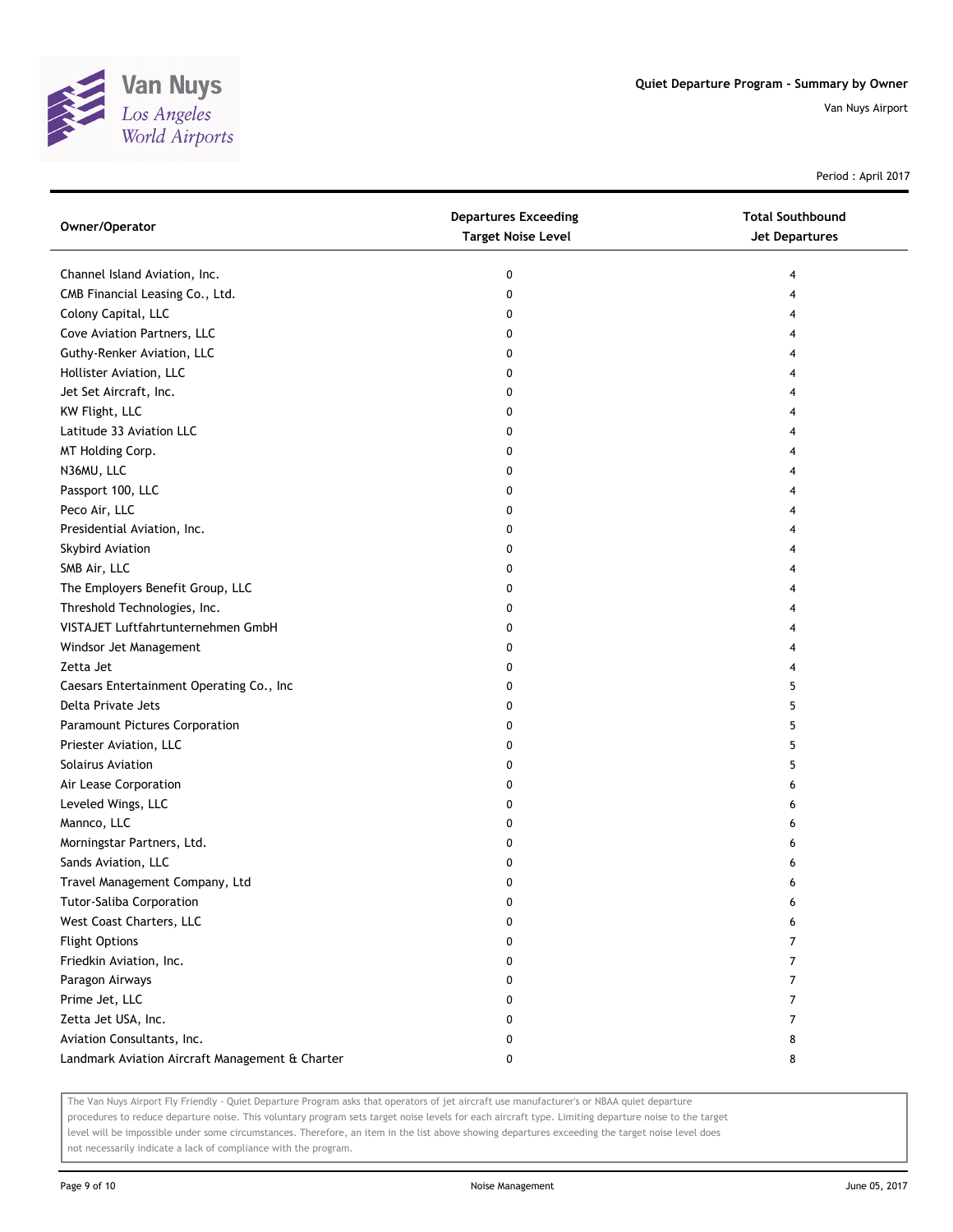# Quiet Departure Program - Summary by Owner

Van Nuys Airport

Period : April 2017

| Owner/Operator | Departures Exceeding Target Noise Level | Total Southbound Jet Departures |
|---|---|---|
| Channel Island Aviation, Inc. | 0 | 4 |
| CMB Financial Leasing Co., Ltd. | 0 | 4 |
| Colony Capital, LLC | 0 | 4 |
| Cove Aviation Partners, LLC | 0 | 4 |
| Guthy-Renker Aviation, LLC | 0 | 4 |
| Hollister Aviation, LLC | 0 | 4 |
| Jet Set Aircraft, Inc. | 0 | 4 |
| KW Flight, LLC | 0 | 4 |
| Latitude 33 Aviation LLC | 0 | 4 |
| MT Holding Corp. | 0 | 4 |
| N36MU, LLC | 0 | 4 |
| Passport 100, LLC | 0 | 4 |
| Peco Air, LLC | 0 | 4 |
| Presidential Aviation, Inc. | 0 | 4 |
| Skybird Aviation | 0 | 4 |
| SMB Air, LLC | 0 | 4 |
| The Employers Benefit Group, LLC | 0 | 4 |
| Threshold Technologies, Inc. | 0 | 4 |
| VISTAJET Luftfahrtunternehmen GmbH | 0 | 4 |
| Windsor Jet Management | 0 | 4 |
| Zetta Jet | 0 | 4 |
| Caesars Entertainment Operating Co., Inc | 0 | 5 |
| Delta Private Jets | 0 | 5 |
| Paramount Pictures Corporation | 0 | 5 |
| Priester Aviation, LLC | 0 | 5 |
| Solairus Aviation | 0 | 5 |
| Air Lease Corporation | 0 | 6 |
| Leveled Wings, LLC | 0 | 6 |
| Mannco, LLC | 0 | 6 |
| Morningstar Partners, Ltd. | 0 | 6 |
| Sands Aviation, LLC | 0 | 6 |
| Travel Management Company, Ltd | 0 | 6 |
| Tutor-Saliba Corporation | 0 | 6 |
| West Coast Charters, LLC | 0 | 6 |
| Flight Options | 0 | 7 |
| Friedkin Aviation, Inc. | 0 | 7 |
| Paragon Airways | 0 | 7 |
| Prime Jet, LLC | 0 | 7 |
| Zetta Jet USA, Inc. | 0 | 7 |
| Aviation Consultants, Inc. | 0 | 8 |
| Landmark Aviation Aircraft Management & Charter | 0 | 8 |

The Van Nuys Airport Fly Friendly - Quiet Departure Program asks that operators of jet aircraft use manufacturer's or NBAA quiet departure procedures to reduce departure noise. This voluntary program sets target noise levels for each aircraft type. Limiting departure noise to the target level will be impossible under some circumstances. Therefore, an item in the list above showing departures exceeding the target noise level does not necessarily indicate a lack of compliance with the program.

Noise Management

June 05, 2017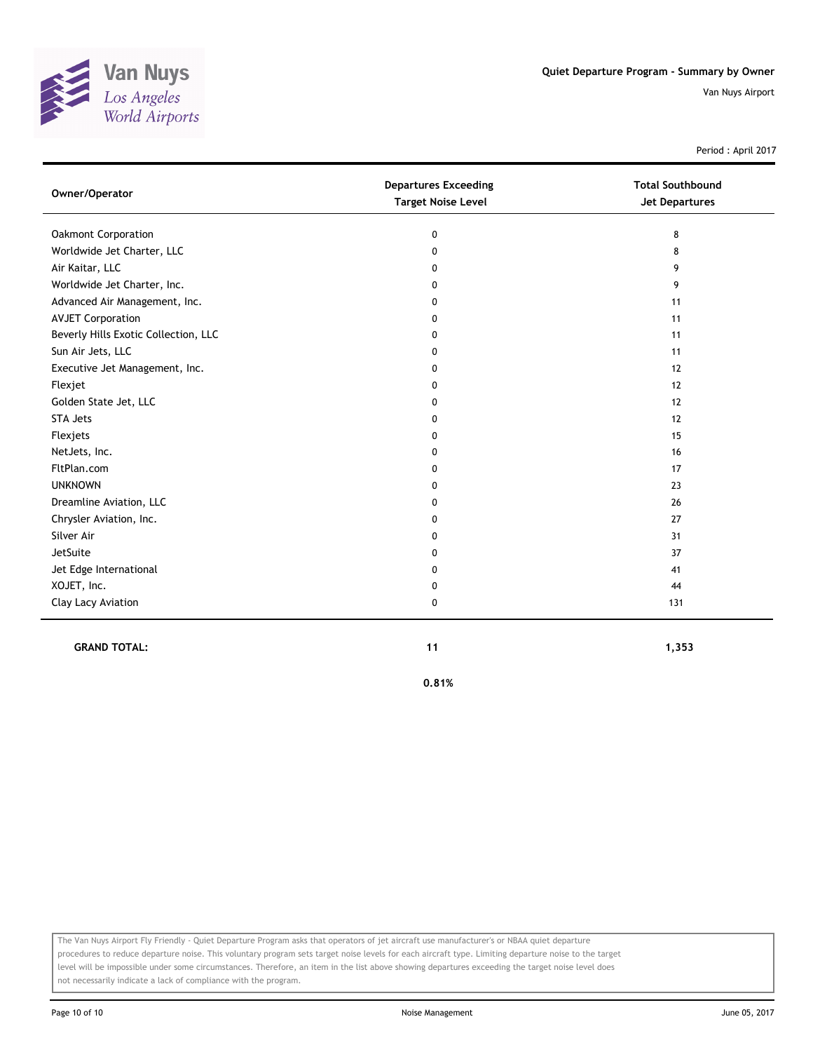**Quiet Departure Program - Summary by Owner**

Van Nuys Airport

Period : April 2017

| Owner/Operator | Departures Exceeding Target Noise Level | Total Southbound Jet Departures |
|---|---|---|
| Oakmont Corporation | 0 | 8 |
| Worldwide Jet Charter, LLC | 0 | 8 |
| Air Kaitar, LLC | 0 | 9 |
| Worldwide Jet Charter, Inc. | 0 | 9 |
| Advanced Air Management, Inc. | 0 | 11 |
| AVJET Corporation | 0 | 11 |
| Beverly Hills Exotic Collection, LLC | 0 | 11 |
| Sun Air Jets, LLC | 0 | 11 |
| Executive Jet Management, Inc. | 0 | 12 |
| Flexjet | 0 | 12 |
| Golden State Jet, LLC | 0 | 12 |
| STA Jets | 0 | 12 |
| Flexjets | 0 | 15 |
| NetJets, Inc. | 0 | 16 |
| FltPlan.com | 0 | 17 |
| UNKNOWN | 0 | 23 |
| Dreamline Aviation, LLC | 0 | 26 |
| Chrysler Aviation, Inc. | 0 | 27 |
| Silver Air | 0 | 31 |
| JetSuite | 0 | 37 |
| Jet Edge International | 0 | 41 |
| XOJET, Inc. | 0 | 44 |
| Clay Lacy Aviation | 0 | 131 |
| **GRAND TOTAL:** | **11** | **1,353** |
| | **0.81%** | |

The Van Nuys Airport Fly Friendly - Quiet Departure Program asks that operators of jet aircraft use manufacturer's or NBAA quiet departure procedures to reduce departure noise. This voluntary program sets target noise levels for each aircraft type. Limiting departure noise to the target level will be impossible under some circumstances. Therefore, an item in the list above showing departures exceeding the target noise level does not necessarily indicate a lack of compliance with the program.